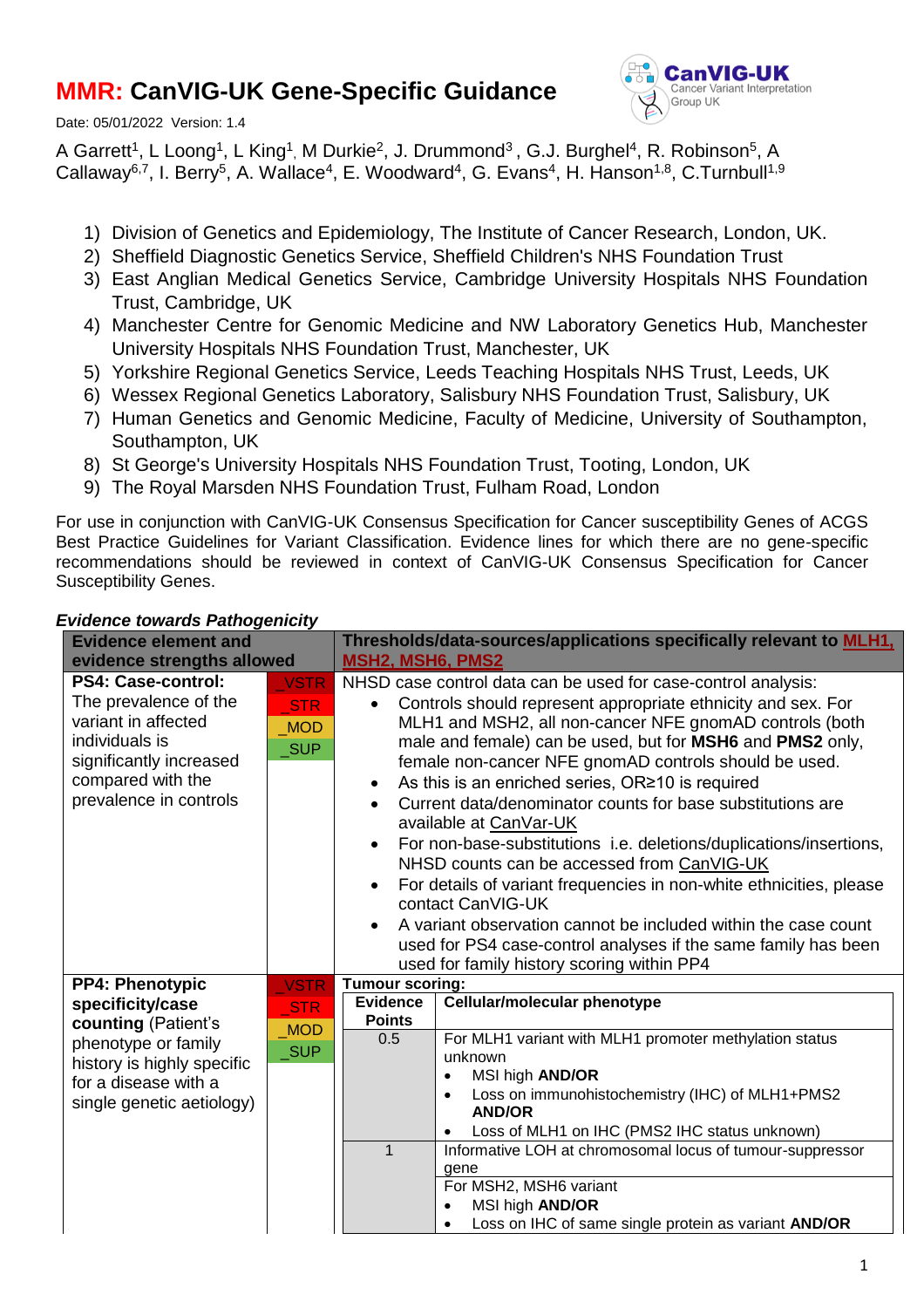# **MMR:** CanVIG-UK Gene-Specific Guidance

Date: 05/01/2022 Version: 1.4

A Garrett[1], L Loong[1], L King[1], M Durkie[2], J. Drummond[3], G.J. Burghel[4], R. Robinson[5], A Callaway[6,7], I. Berry[5], A. Wallace[4], E. Woodward[4], G. Evans[4], H. Hanson[1,8], C.Turnbull[1,9]

1) Division of Genetics and Epidemiology, The Institute of Cancer Research, London, UK.
2) Sheffield Diagnostic Genetics Service, Sheffield Children's NHS Foundation Trust
3) East Anglian Medical Genetics Service, Cambridge University Hospitals NHS Foundation Trust, Cambridge, UK
4) Manchester Centre for Genomic Medicine and NW Laboratory Genetics Hub, Manchester University Hospitals NHS Foundation Trust, Manchester, UK
5) Yorkshire Regional Genetics Service, Leeds Teaching Hospitals NHS Trust, Leeds, UK
6) Wessex Regional Genetics Laboratory, Salisbury NHS Foundation Trust, Salisbury, UK
7) Human Genetics and Genomic Medicine, Faculty of Medicine, University of Southampton, Southampton, UK
8) St George's University Hospitals NHS Foundation Trust, Tooting, London, UK
9) The Royal Marsden NHS Foundation Trust, Fulham Road, London

For use in conjunction with CanVIG-UK Consensus Specification for Cancer susceptibility Genes of ACGS Best Practice Guidelines for Variant Classification. Evidence lines for which there are no gene-specific recommendations should be reviewed in context of CanVIG-UK Consensus Specification for Cancer Susceptibility Genes.

***Evidence towards Pathogenicity***

| Evidence element and evidence strengths allowed | | Thresholds/data-sources/applications specifically relevant to MLH1, MSH2, MSH6, PMS2 |
|---|---|---|
| **PS4: Case-control:** The prevalence of the variant in affected individuals is significantly increased compared with the prevalence in controls | _VSTR<br>_STR<br>_MOD<br>_SUP | NHSD case control data can be used for case-control analysis:<br>• Controls should represent appropriate ethnicity and sex. For MLH1 and MSH2, all non-cancer NFE gnomAD controls (both male and female) can be used, but for **MSH6** and **PMS2** only, female non-cancer NFE gnomAD controls should be used.<br>• As this is an enriched series, OR≥10 is required<br>• Current data/denominator counts for base substitutions are available at CanVar-UK<br>• For non-base-substitutions i.e. deletions/duplications/insertions, NHSD counts can be accessed from CanVIG-UK<br>• For details of variant frequencies in non-white ethnicities, please contact CanVIG-UK<br>• A variant observation cannot be included within the case count used for PS4 case-control analyses if the same family has been used for family history scoring within PP4 |
| **PP4: Phenotypic specificity/case counting** (Patient's phenotype or family history is highly specific for a disease with a single genetic aetiology) | _VSTR<br>_STR<br>_MOD<br>_SUP | **Tumour scoring:** |

| Evidence Points | Cellular/molecular phenotype |
|---|---|
| 0.5 | For MLH1 variant with MLH1 promoter methylation status unknown<br>• MSI high **AND/OR**<br>• Loss on immunohistochemistry (IHC) of MLH1+PMS2 **AND/OR**<br>• Loss of MLH1 on IHC (PMS2 IHC status unknown) |
| 1 | Informative LOH at chromosomal locus of tumour-suppressor gene |
| | For MSH2, MSH6 variant<br>• MSI high **AND/OR**<br>• Loss on IHC of same single protein as variant **AND/OR** |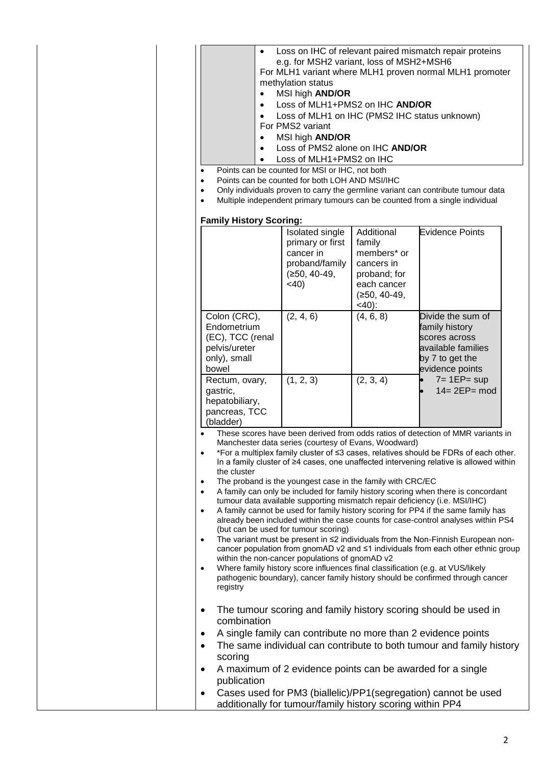| | |
|---|---|
| | • Loss on IHC of relevant paired mismatch repair proteins e.g. for MSH2 variant, loss of MSH2+MSH6<br>For MLH1 variant where MLH1 proven normal MLH1 promoter methylation status<br>• MSI high **AND/OR**<br>• Loss of MLH1+PMS2 on IHC **AND/OR**<br>• Loss of MLH1 on IHC (PMS2 IHC status unknown)<br>For PMS2 variant<br>• MSI high **AND/OR**<br>• Loss of PMS2 alone on IHC **AND/OR**<br>• Loss of MLH1+PMS2 on IHC |

- Points can be counted for MSI or IHC, not both
- Points can be counted for both LOH AND MSI/IHC
- Only individuals proven to carry the germline variant can contribute tumour data
- Multiple independent primary tumours can be counted from a single individual

**Family History Scoring:**

| | Isolated single primary or first cancer in proband/family (≥50, 40-49, <40) | Additional family members* or cancers in proband; for each cancer (≥50, 40-49, <40): | Evidence Points |
|---|---|---|---|
| Colon (CRC), Endometrium (EC), TCC (renal pelvis/ureter only), small bowel | (2, 4, 6) | (4, 6, 8) | Divide the sum of family history scores across available families by 7 to get the evidence points<br>• 7= 1EP= sup<br>• 14= 2EP= mod |
| Rectum, ovary, gastric, hepatobiliary, pancreas, TCC (bladder) | (1, 2, 3) | (2, 3, 4) | |

- These scores have been derived from odds ratios of detection of MMR variants in Manchester data series (courtesy of Evans, Woodward)
- *For a multiplex family cluster of ≤3 cases, relatives should be FDRs of each other. In a family cluster of ≥4 cases, one unaffected intervening relative is allowed within the cluster
- The proband is the youngest case in the family with CRC/EC
- A family can only be included for family history scoring when there is concordant tumour data available supporting mismatch repair deficiency (i.e. MSI/IHC)
- A family cannot be used for family history scoring for PP4 if the same family has already been included within the case counts for case-control analyses within PS4 (but can be used for tumour scoring)
- The variant must be present in ≤2 individuals from the Non-Finnish European non-cancer population from gnomAD v2 and ≤1 individuals from each other ethnic group within the non-cancer populations of gnomAD v2
- Where family history score influences final classification (e.g. at VUS/likely pathogenic boundary), cancer family history should be confirmed through cancer registry

- The tumour scoring and family history scoring should be used in combination
- A single family can contribute no more than 2 evidence points
- The same individual can contribute to both tumour and family history scoring
- A maximum of 2 evidence points can be awarded for a single publication
- Cases used for PM3 (biallelic)/PP1(segregation) cannot be used additionally for tumour/family history scoring within PP4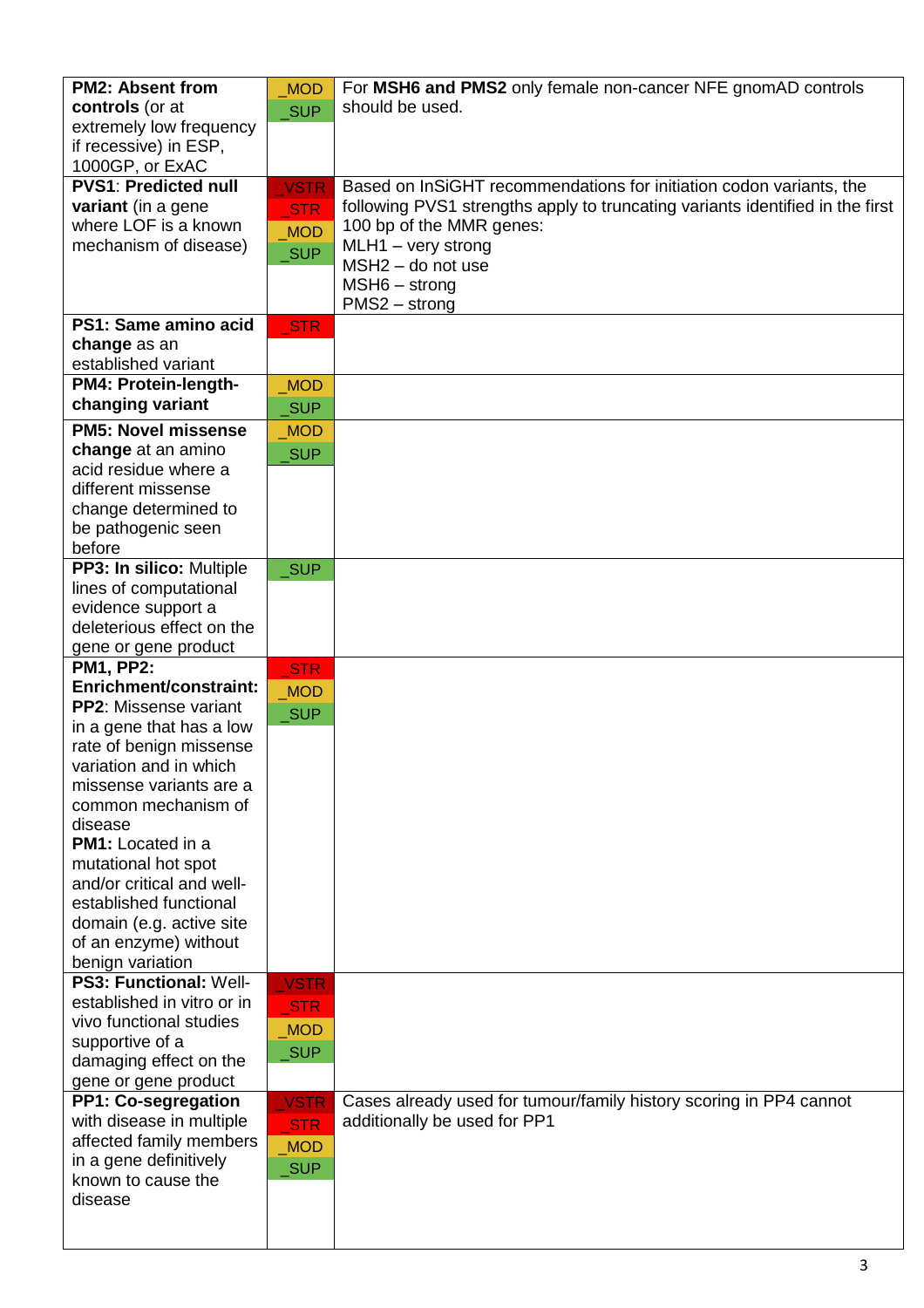| | | |
|---|---|---|
| **PM2: Absent from controls** (or at extremely low frequency if recessive) in ESP, 1000GP, or ExAC | _MOD<br>_SUP | For **MSH6 and PMS2** only female non-cancer NFE gnomAD controls should be used. |
| **PVS1**: **Predicted null variant** (in a gene where LOF is a known mechanism of disease) | _VSTR<br>_STR<br>_MOD<br>_SUP | Based on InSiGHT recommendations for initiation codon variants, the following PVS1 strengths apply to truncating variants identified in the first 100 bp of the MMR genes:<br>MLH1 – very strong<br>MSH2 – do not use<br>MSH6 – strong<br>PMS2 – strong |
| **PS1: Same amino acid change** as an established variant | _STR | |
| **PM4: Protein-length-changing variant** | _MOD<br>_SUP | |
| **PM5: Novel missense change** at an amino acid residue where a different missense change determined to be pathogenic seen before | _MOD<br>_SUP | |
| **PP3: In silico:** Multiple lines of computational evidence support a deleterious effect on the gene or gene product | _SUP | |
| **PM1, PP2: Enrichment/constraint:**<br>**PP2**: Missense variant in a gene that has a low rate of benign missense variation and in which missense variants are a common mechanism of disease<br>**PM1:** Located in a mutational hot spot and/or critical and well-established functional domain (e.g. active site of an enzyme) without benign variation | _STR<br>_MOD<br>_SUP | |
| **PS3: Functional:** Well-established in vitro or in vivo functional studies supportive of a damaging effect on the gene or gene product | _VSTR<br>_STR<br>_MOD<br>_SUP | |
| **PP1: Co-segregation** with disease in multiple affected family members in a gene definitively known to cause the disease | _VSTR<br>_STR<br>_MOD<br>_SUP | Cases already used for tumour/family history scoring in PP4 cannot additionally be used for PP1 |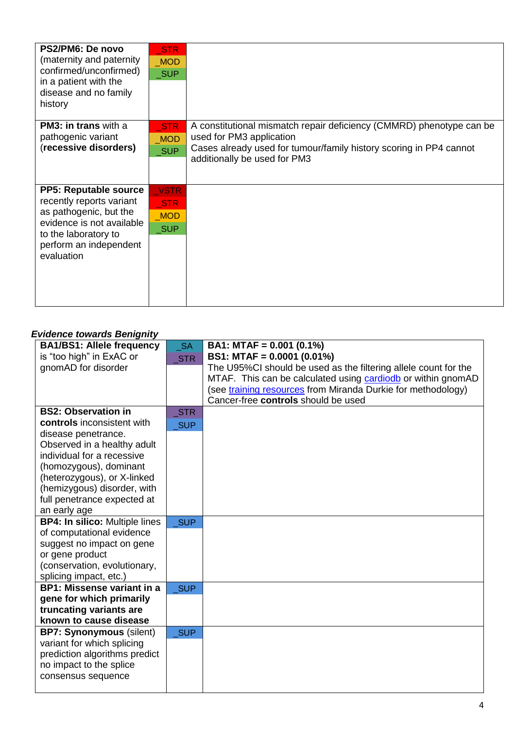| | | |
|---|---|---|
| **PS2/PM6: De novo** (maternity and paternity confirmed/unconfirmed) in a patient with the disease and no family history | _STR<br>_MOD<br>_SUP | |
| **PM3: in trans** with a pathogenic variant (**recessive disorders)** | _STR<br>_MOD<br>_SUP | A constitutional mismatch repair deficiency (CMMRD) phenotype can be used for PM3 application<br>Cases already used for tumour/family history scoring in PP4 cannot additionally be used for PM3 |
| **PP5: Reputable source** recently reports variant as pathogenic, but the evidence is not available to the laboratory to perform an independent evaluation | _VSTR<br>_STR<br>_MOD<br>_SUP | |

***Evidence towards Benignity***

| | | |
|---|---|---|
| **BA1/BS1: Allele frequency** is "too high" in ExAC or gnomAD for disorder | _SA<br>_STR | **BA1: MTAF = 0.001 (0.1%)**<br>**BS1: MTAF = 0.0001 (0.01%)**<br>The U95%CI should be used as the filtering allele count for the MTAF. This can be calculated using cardiodb or within gnomAD (see training resources from Miranda Durkie for methodology)<br>Cancer-free **controls** should be used |
| **BS2: Observation in controls** inconsistent with disease penetrance. Observed in a healthy adult individual for a recessive (homozygous), dominant (heterozygous), or X-linked (hemizygous) disorder, with full penetrance expected at an early age | _STR<br>_SUP | |
| **BP4: In silico:** Multiple lines of computational evidence suggest no impact on gene or gene product (conservation, evolutionary, splicing impact, etc.) | _SUP | |
| **BP1: Missense variant in a gene for which primarily truncating variants are known to cause disease** | _SUP | |
| **BP7: Synonymous** (silent) variant for which splicing prediction algorithms predict no impact to the splice consensus sequence | _SUP | |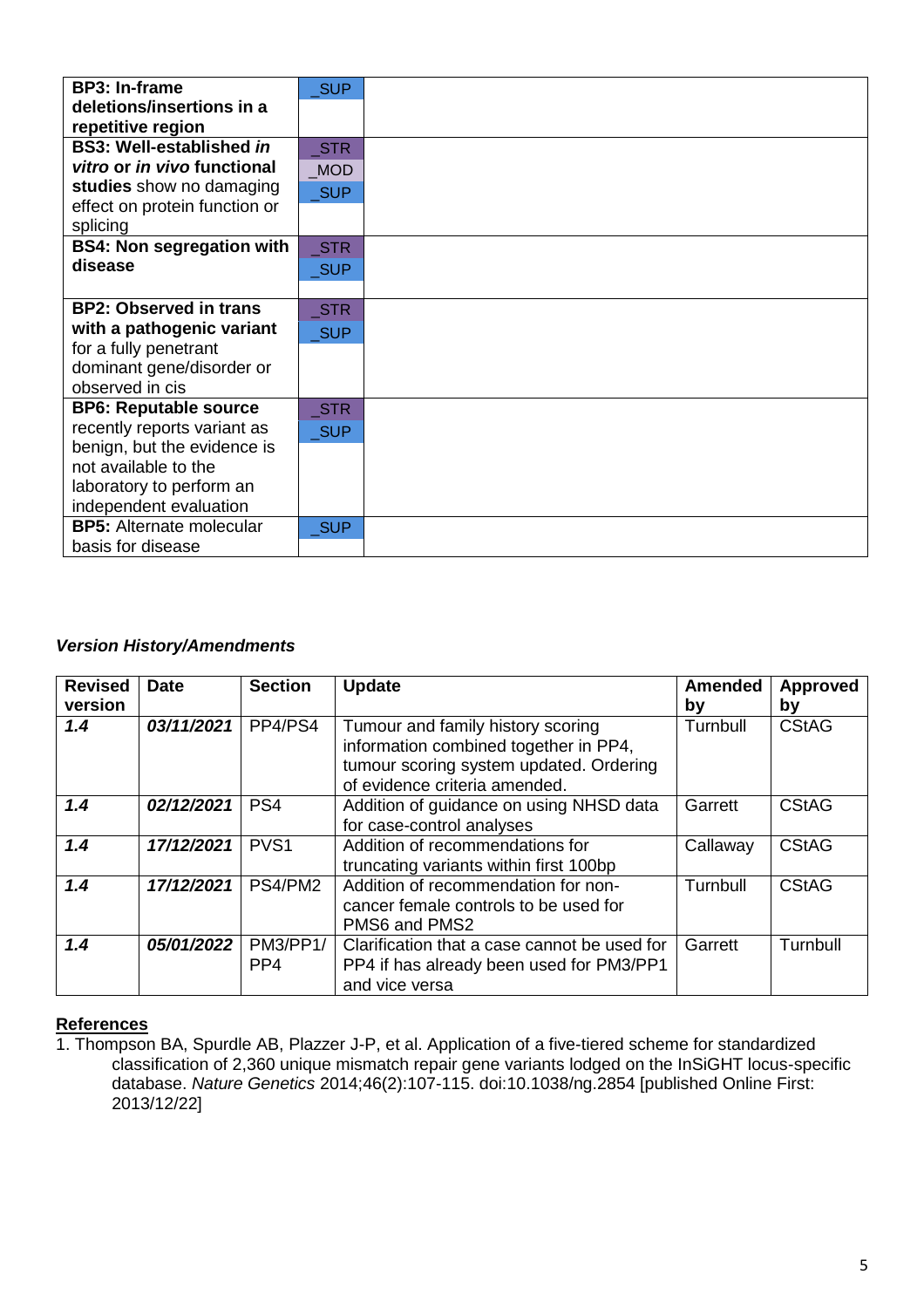| | | |
|---|---|---|
| **BP3: In-frame deletions/insertions in a repetitive region** | _SUP | |
| **BS3: Well-established *in vitro* or *in vivo* functional studies** show no damaging effect on protein function or splicing | _STR<br>_MOD<br>_SUP | |
| **BS4: Non segregation with disease** | _STR<br>_SUP | |
| **BP2: Observed in trans with a pathogenic variant** for a fully penetrant dominant gene/disorder or observed in cis | _STR<br>_SUP | |
| **BP6: Reputable source** recently reports variant as benign, but the evidence is not available to the laboratory to perform an independent evaluation | _STR<br>_SUP | |
| **BP5:** Alternate molecular basis for disease | _SUP | |

***Version History/Amendments***

| Revised version | Date | Section | Update | Amended by | Approved by |
|---|---|---|---|---|---|
| ***1.4*** | ***03/11/2021*** | PP4/PS4 | Tumour and family history scoring information combined together in PP4, tumour scoring system updated. Ordering of evidence criteria amended. | Turnbull | CStAG |
| ***1.4*** | ***02/12/2021*** | PS4 | Addition of guidance on using NHSD data for case-control analyses | Garrett | CStAG |
| ***1.4*** | ***17/12/2021*** | PVS1 | Addition of recommendations for truncating variants within first 100bp | Callaway | CStAG |
| ***1.4*** | ***17/12/2021*** | PS4/PM2 | Addition of recommendation for non-cancer female controls to be used for PMS6 and PMS2 | Turnbull | CStAG |
| ***1.4*** | ***05/01/2022*** | PM3/PP1/ PP4 | Clarification that a case cannot be used for PP4 if has already been used for PM3/PP1 and vice versa | Garrett | Turnbull |

## References

1. Thompson BA, Spurdle AB, Plazzer J-P, et al. Application of a five-tiered scheme for standardized classification of 2,360 unique mismatch repair gene variants lodged on the InSiGHT locus-specific database. *Nature Genetics* 2014;46(2):107-115. doi:10.1038/ng.2854 [published Online First: 2013/12/22]